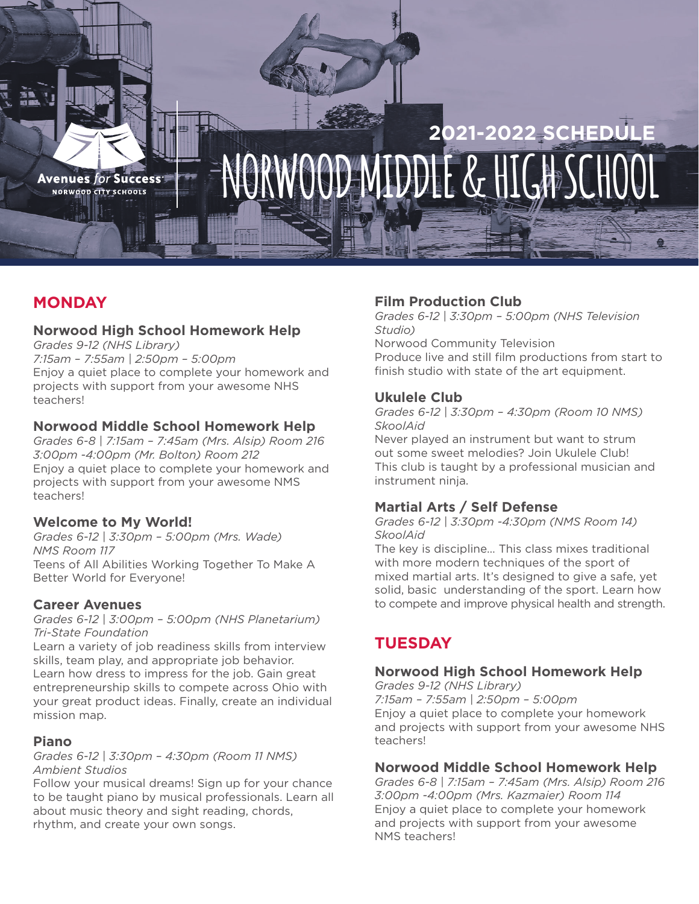Avenues *for* Success
NORWOOD CITY SCHOOLS

# 2021-2022 SCHEDULE
# NORWOOD MIDDLE & HIGH SCHOOL

## MONDAY

### Norwood High School Homework Help
*Grades 9-12 (NHS Library)*
*7:15am – 7:55am | 2:50pm – 5:00pm*
Enjoy a quiet place to complete your homework and projects with support from your awesome NHS teachers!

### Norwood Middle School Homework Help
*Grades 6-8 | 7:15am – 7:45am (Mrs. Alsip) Room 216*
*3:00pm -4:00pm (Mr. Bolton) Room 212*
Enjoy a quiet place to complete your homework and projects with support from your awesome NMS teachers!

### Welcome to My World!
*Grades 6-12 | 3:30pm – 5:00pm (Mrs. Wade)*
*NMS Room 117*
Teens of All Abilities Working Together To Make A Better World for Everyone!

### Career Avenues
*Grades 6-12 | 3:00pm – 5:00pm (NHS Planetarium)*
*Tri-State Foundation*
Learn a variety of job readiness skills from interview skills, team play, and appropriate job behavior. Learn how dress to impress for the job. Gain great entrepreneurship skills to compete across Ohio with your great product ideas. Finally, create an individual mission map.

### Piano
*Grades 6-12 | 3:30pm – 4:30pm (Room 11 NMS)*
*Ambient Studios*
Follow your musical dreams! Sign up for your chance to be taught piano by musical professionals. Learn all about music theory and sight reading, chords, rhythm, and create your own songs.

### Film Production Club
*Grades 6-12 | 3:30pm – 5:00pm (NHS Television Studio)*
Norwood Community Television
Produce live and still film productions from start to finish studio with state of the art equipment.

### Ukulele Club
*Grades 6-12 | 3:30pm – 4:30pm (Room 10 NMS)*
*SkoolAid*
Never played an instrument but want to strum out some sweet melodies? Join Ukulele Club! This club is taught by a professional musician and instrument ninja.

### Martial Arts / Self Defense
*Grades 6-12 | 3:30pm -4:30pm (NMS Room 14)*
*SkoolAid*
The key is discipline... This class mixes traditional with more modern techniques of the sport of mixed martial arts. It's designed to give a safe, yet solid, basic understanding of the sport. Learn how to compete and improve physical health and strength.

## TUESDAY

### Norwood High School Homework Help
*Grades 9-12 (NHS Library)*
*7:15am – 7:55am | 2:50pm – 5:00pm*
Enjoy a quiet place to complete your homework and projects with support from your awesome NHS teachers!

### Norwood Middle School Homework Help
*Grades 6-8 | 7:15am – 7:45am (Mrs. Alsip) Room 216*
*3:00pm -4:00pm (Mrs. Kazmaier) Room 114*
Enjoy a quiet place to complete your homework and projects with support from your awesome NMS teachers!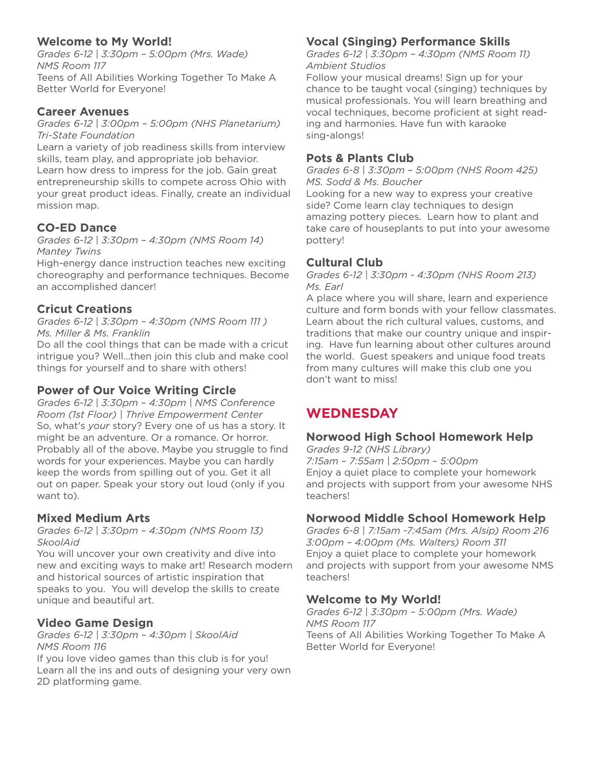### Welcome to My World!

*Grades 6-12 | 3:30pm – 5:00pm (Mrs. Wade)*
*NMS Room 117*
Teens of All Abilities Working Together To Make A Better World for Everyone!

### Career Avenues

*Grades 6-12 | 3:00pm – 5:00pm (NHS Planetarium)*
*Tri-State Foundation*
Learn a variety of job readiness skills from interview skills, team play, and appropriate job behavior. Learn how dress to impress for the job. Gain great entrepreneurship skills to compete across Ohio with your great product ideas. Finally, create an individual mission map.

### CO-ED Dance

*Grades 6-12 | 3:30pm – 4:30pm (NMS Room 14)*
*Mantey Twins*
High-energy dance instruction teaches new exciting choreography and performance techniques. Become an accomplished dancer!

### Cricut Creations

*Grades 6-12 | 3:30pm – 4:30pm (NMS Room 111 )*
*Ms. Miller & Ms. Franklin*
Do all the cool things that can be made with a cricut intrigue you? Well...then join this club and make cool things for yourself and to share with others!

### Power of Our Voice Writing Circle

*Grades 6-12 | 3:30pm – 4:30pm | NMS Conference Room (1st Floor) | Thrive Empowerment Center*
So, what's *your* story? Every one of us has a story. It might be an adventure. Or a romance. Or horror. Probably all of the above. Maybe you struggle to find words for your experiences. Maybe you can hardly keep the words from spilling out of you. Get it all out on paper. Speak your story out loud (only if you want to).

### Mixed Medium Arts

*Grades 6-12 | 3:30pm – 4:30pm (NMS Room 13)*
*SkoolAid*
You will uncover your own creativity and dive into new and exciting ways to make art! Research modern and historical sources of artistic inspiration that speaks to you. You will develop the skills to create unique and beautiful art.

### Video Game Design

*Grades 6-12 | 3:30pm – 4:30pm | SkoolAid*
*NMS Room 116*
If you love video games than this club is for you! Learn all the ins and outs of designing your very own 2D platforming game.

### Vocal (Singing) Performance Skills

*Grades 6-12 | 3:30pm – 4:30pm (NMS Room 11)*
*Ambient Studios*
Follow your musical dreams! Sign up for your chance to be taught vocal (singing) techniques by musical professionals. You will learn breathing and vocal techniques, become proficient at sight reading and harmonies. Have fun with karaoke sing-alongs!

### Pots & Plants Club

*Grades 6-8 | 3:30pm – 5:00pm (NHS Room 425)*
*MS. Sodd & Ms. Boucher*
Looking for a new way to express your creative side? Come learn clay techniques to design amazing pottery pieces. Learn how to plant and take care of houseplants to put into your awesome pottery!

### Cultural Club

*Grades 6-12 | 3:30pm - 4:30pm (NHS Room 213)*
*Ms. Earl*
A place where you will share, learn and experience culture and form bonds with your fellow classmates. Learn about the rich cultural values, customs, and traditions that make our country unique and inspiring. Have fun learning about other cultures around the world. Guest speakers and unique food treats from many cultures will make this club one you don't want to miss!

## WEDNESDAY

### Norwood High School Homework Help

*Grades 9-12 (NHS Library)*
*7:15am – 7:55am | 2:50pm – 5:00pm*
Enjoy a quiet place to complete your homework and projects with support from your awesome NHS teachers!

### Norwood Middle School Homework Help

*Grades 6-8 | 7:15am -7:45am (Mrs. Alsip) Room 216*
*3:00pm – 4:00pm (Ms. Walters) Room 311*
Enjoy a quiet place to complete your homework and projects with support from your awesome NMS teachers!

### Welcome to My World!

*Grades 6-12 | 3:30pm – 5:00pm (Mrs. Wade)*
*NMS Room 117*
Teens of All Abilities Working Together To Make A Better World for Everyone!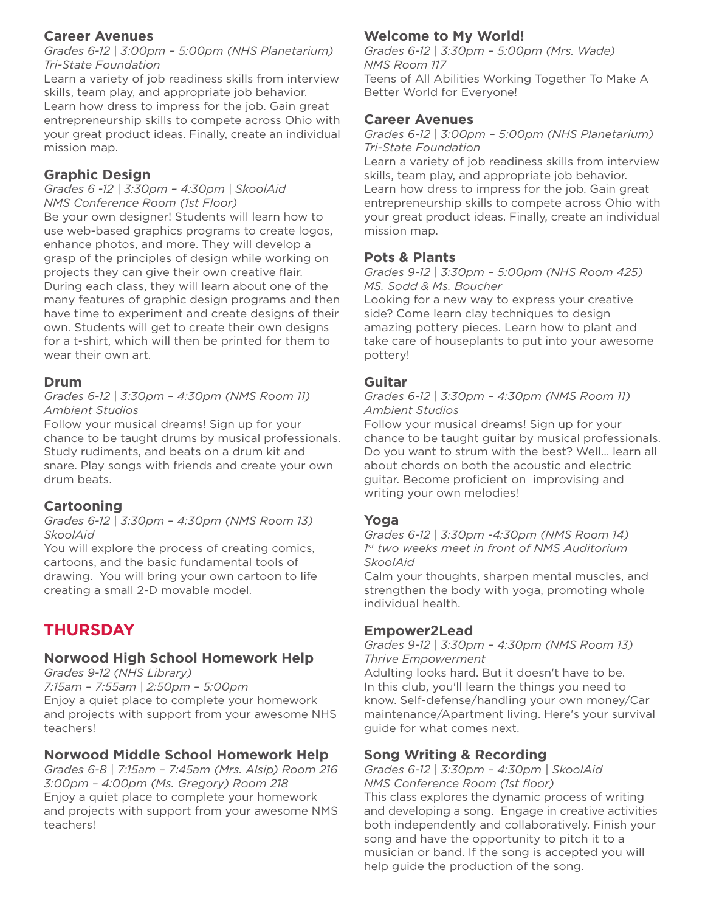### Career Avenues

*Grades 6-12 | 3:00pm – 5:00pm (NHS Planetarium)*
*Tri-State Foundation*

Learn a variety of job readiness skills from interview skills, team play, and appropriate job behavior. Learn how dress to impress for the job. Gain great entrepreneurship skills to compete across Ohio with your great product ideas. Finally, create an individual mission map.

### Graphic Design

*Grades 6 -12 | 3:30pm – 4:30pm | SkoolAid*
*NMS Conference Room (1st Floor)*

Be your own designer! Students will learn how to use web-based graphics programs to create logos, enhance photos, and more. They will develop a grasp of the principles of design while working on projects they can give their own creative flair. During each class, they will learn about one of the many features of graphic design programs and then have time to experiment and create designs of their own. Students will get to create their own designs for a t-shirt, which will then be printed for them to wear their own art.

### Drum

*Grades 6-12 | 3:30pm – 4:30pm (NMS Room 11)*
*Ambient Studios*

Follow your musical dreams! Sign up for your chance to be taught drums by musical professionals. Study rudiments, and beats on a drum kit and snare. Play songs with friends and create your own drum beats.

### Cartooning

*Grades 6-12 | 3:30pm – 4:30pm (NMS Room 13)*
*SkoolAid*

You will explore the process of creating comics, cartoons, and the basic fundamental tools of drawing. You will bring your own cartoon to life creating a small 2-D movable model.

## THURSDAY

### Norwood High School Homework Help

*Grades 9-12 (NHS Library)*
*7:15am – 7:55am | 2:50pm – 5:00pm*

Enjoy a quiet place to complete your homework and projects with support from your awesome NHS teachers!

### Norwood Middle School Homework Help

*Grades 6-8 | 7:15am – 7:45am (Mrs. Alsip) Room 216*
*3:00pm – 4:00pm (Ms. Gregory) Room 218*

Enjoy a quiet place to complete your homework and projects with support from your awesome NMS teachers!

### Welcome to My World!

*Grades 6-12 | 3:30pm – 5:00pm (Mrs. Wade)*
*NMS Room 117*

Teens of All Abilities Working Together To Make A Better World for Everyone!

### Career Avenues

*Grades 6-12 | 3:00pm – 5:00pm (NHS Planetarium)*
*Tri-State Foundation*

Learn a variety of job readiness skills from interview skills, team play, and appropriate job behavior. Learn how dress to impress for the job. Gain great entrepreneurship skills to compete across Ohio with your great product ideas. Finally, create an individual mission map.

### Pots & Plants

*Grades 9-12 | 3:30pm – 5:00pm (NHS Room 425)*
*MS. Sodd & Ms. Boucher*

Looking for a new way to express your creative side? Come learn clay techniques to design amazing pottery pieces. Learn how to plant and take care of houseplants to put into your awesome pottery!

### Guitar

*Grades 6-12 | 3:30pm – 4:30pm (NMS Room 11)*
*Ambient Studios*

Follow your musical dreams! Sign up for your chance to be taught guitar by musical professionals. Do you want to strum with the best? Well... learn all about chords on both the acoustic and electric guitar. Become proficient on improvising and writing your own melodies!

### Yoga

*Grades 6-12 | 3:30pm -4:30pm (NMS Room 14)*
*1st two weeks meet in front of NMS Auditorium*
*SkoolAid*

Calm your thoughts, sharpen mental muscles, and strengthen the body with yoga, promoting whole individual health.

### Empower2Lead

*Grades 9-12 | 3:30pm – 4:30pm (NMS Room 13)*
*Thrive Empowerment*

Adulting looks hard. But it doesn't have to be. In this club, you'll learn the things you need to know. Self-defense/handling your own money/Car maintenance/Apartment living. Here's your survival guide for what comes next.

### Song Writing & Recording

*Grades 6-12 | 3:30pm – 4:30pm | SkoolAid*
*NMS Conference Room (1st floor)*

This class explores the dynamic process of writing and developing a song. Engage in creative activities both independently and collaboratively. Finish your song and have the opportunity to pitch it to a musician or band. If the song is accepted you will help guide the production of the song.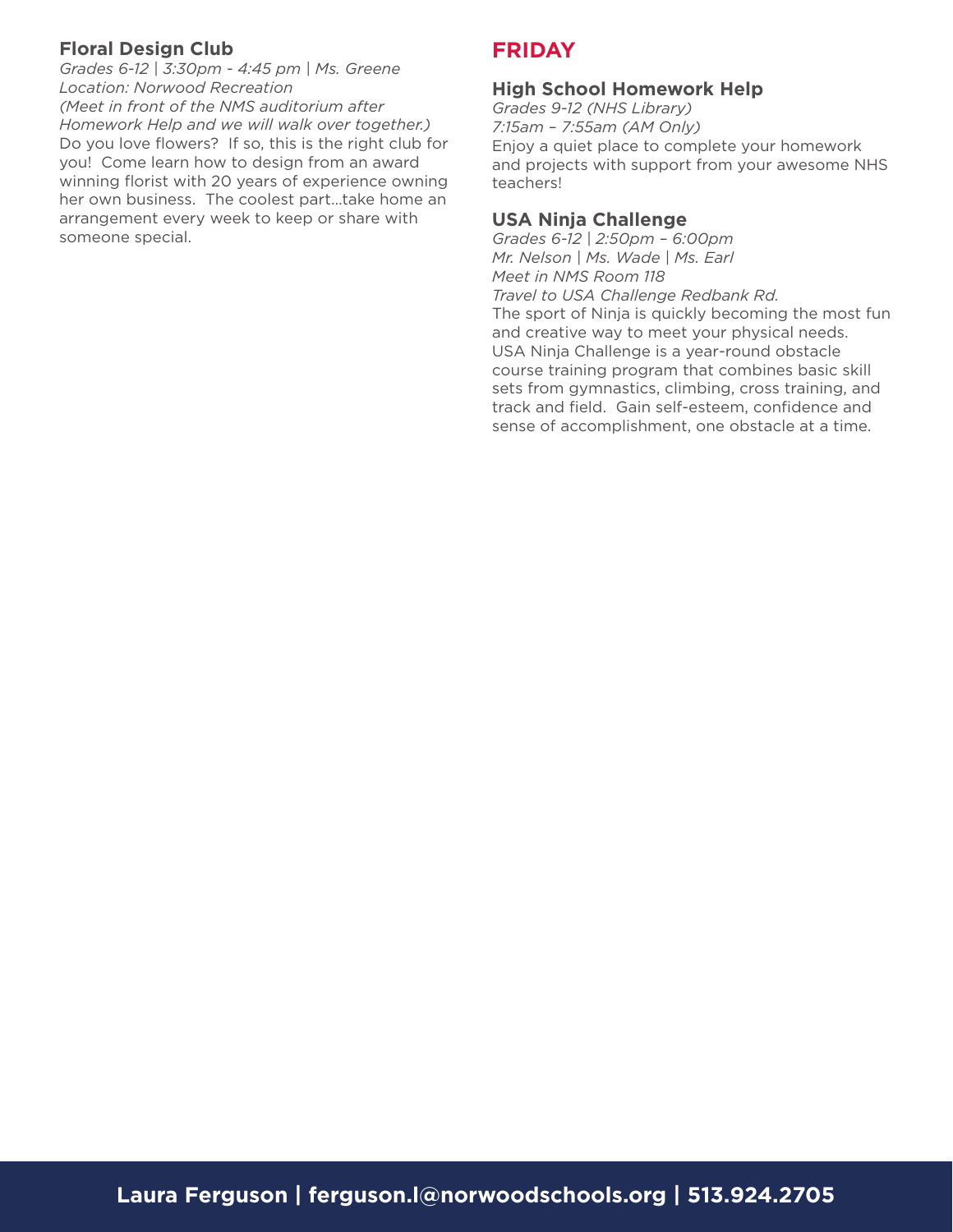### Floral Design Club

*Grades 6-12 | 3:30pm - 4:45 pm | Ms. Greene*
*Location: Norwood Recreation*
*(Meet in front of the NMS auditorium after Homework Help and we will walk over together.)*

Do you love flowers? If so, this is the right club for you! Come learn how to design from an award winning florist with 20 years of experience owning her own business. The coolest part...take home an arrangement every week to keep or share with someone special.

## FRIDAY

### High School Homework Help

*Grades 9-12 (NHS Library)*
*7:15am – 7:55am (AM Only)*

Enjoy a quiet place to complete your homework and projects with support from your awesome NHS teachers!

### USA Ninja Challenge

*Grades 6-12 | 2:50pm – 6:00pm*
*Mr. Nelson | Ms. Wade | Ms. Earl*
*Meet in NMS Room 118*
*Travel to USA Challenge Redbank Rd.*

The sport of Ninja is quickly becoming the most fun and creative way to meet your physical needs. USA Ninja Challenge is a year-round obstacle course training program that combines basic skill sets from gymnastics, climbing, cross training, and track and field. Gain self-esteem, confidence and sense of accomplishment, one obstacle at a time.

**Laura Ferguson | ferguson.l@norwoodschools.org | 513.924.2705**